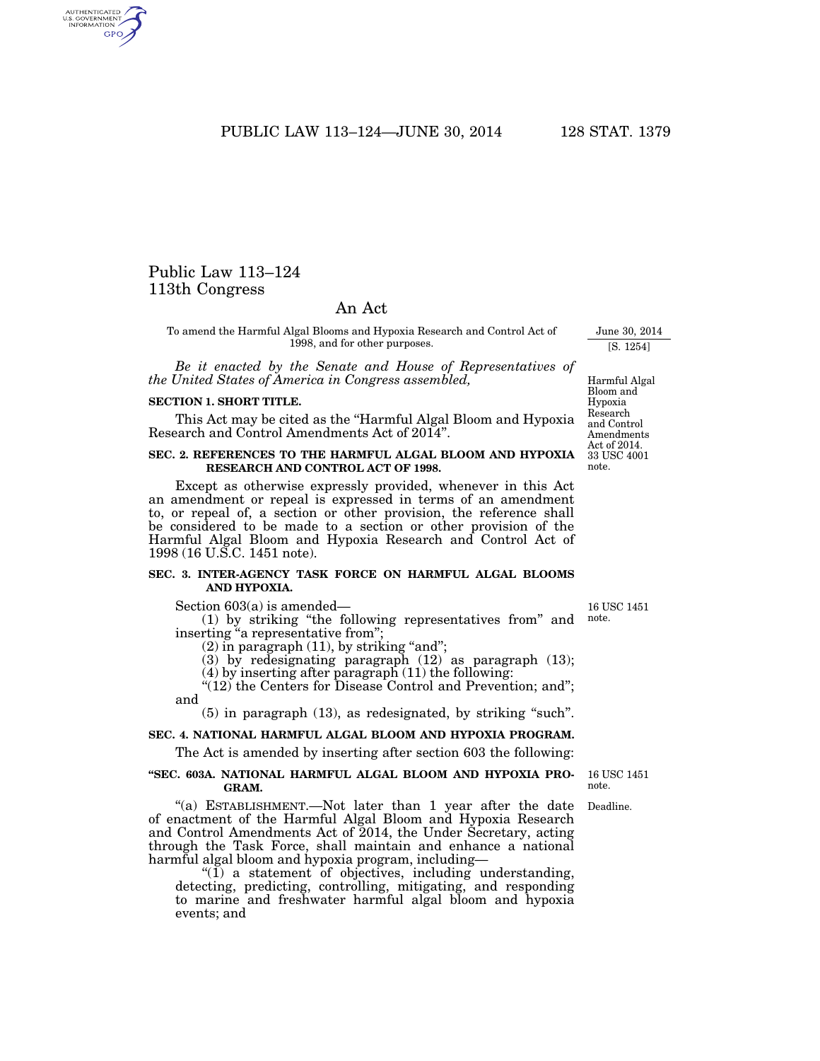# Public Law 113–124
# 113th Congress

## An Act

To amend the Harmful Algal Blooms and Hypoxia Research and Control Act of 1998, and for other purposes.

June 30, 2014

[S. 1254]

*Be it enacted by the Senate and House of Representatives of the United States of America in Congress assembled,*

Harmful Algal Bloom and Hypoxia Research and Control Amendments Act of 2014. 33 USC 4001 note.

**SECTION 1. SHORT TITLE.**

This Act may be cited as the "Harmful Algal Bloom and Hypoxia Research and Control Amendments Act of 2014".

**SEC. 2. REFERENCES TO THE HARMFUL ALGAL BLOOM AND HYPOXIA RESEARCH AND CONTROL ACT OF 1998.**

Except as otherwise expressly provided, whenever in this Act an amendment or repeal is expressed in terms of an amendment to, or repeal of, a section or other provision, the reference shall be considered to be made to a section or other provision of the Harmful Algal Bloom and Hypoxia Research and Control Act of 1998 (16 U.S.C. 1451 note).

**SEC. 3. INTER-AGENCY TASK FORCE ON HARMFUL ALGAL BLOOMS AND HYPOXIA.**

16 USC 1451 note.

Section 603(a) is amended—

(1) by striking "the following representatives from" and inserting "a representative from";

(2) in paragraph (11), by striking "and";

(3) by redesignating paragraph (12) as paragraph (13);

(4) by inserting after paragraph (11) the following:

"(12) the Centers for Disease Control and Prevention; and"; and

(5) in paragraph (13), as redesignated, by striking "such".

**SEC. 4. NATIONAL HARMFUL ALGAL BLOOM AND HYPOXIA PROGRAM.**

The Act is amended by inserting after section 603 the following:

**"SEC. 603A. NATIONAL HARMFUL ALGAL BLOOM AND HYPOXIA PROGRAM.**

16 USC 1451 note.

Deadline.

"(a) ESTABLISHMENT.—Not later than 1 year after the date of enactment of the Harmful Algal Bloom and Hypoxia Research and Control Amendments Act of 2014, the Under Secretary, acting through the Task Force, shall maintain and enhance a national harmful algal bloom and hypoxia program, including—

"(1) a statement of objectives, including understanding, detecting, predicting, controlling, mitigating, and responding to marine and freshwater harmful algal bloom and hypoxia events; and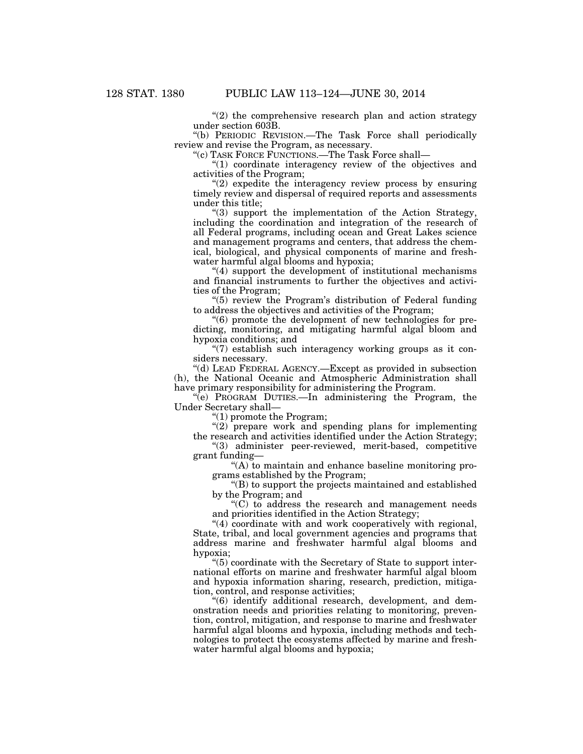"(2) the comprehensive research plan and action strategy under section 603B.

"(b) PERIODIC REVISION.—The Task Force shall periodically review and revise the Program, as necessary.

"(c) TASK FORCE FUNCTIONS.—The Task Force shall—

"(1) coordinate interagency review of the objectives and activities of the Program;

"(2) expedite the interagency review process by ensuring timely review and dispersal of required reports and assessments under this title;

"(3) support the implementation of the Action Strategy, including the coordination and integration of the research of all Federal programs, including ocean and Great Lakes science and management programs and centers, that address the chemical, biological, and physical components of marine and freshwater harmful algal blooms and hypoxia;

"(4) support the development of institutional mechanisms and financial instruments to further the objectives and activities of the Program;

"(5) review the Program's distribution of Federal funding to address the objectives and activities of the Program;

"(6) promote the development of new technologies for predicting, monitoring, and mitigating harmful algal bloom and hypoxia conditions; and

"(7) establish such interagency working groups as it considers necessary.

"(d) LEAD FEDERAL AGENCY.—Except as provided in subsection (h), the National Oceanic and Atmospheric Administration shall have primary responsibility for administering the Program.

"(e) PROGRAM DUTIES.—In administering the Program, the Under Secretary shall—

"(1) promote the Program;

"(2) prepare work and spending plans for implementing the research and activities identified under the Action Strategy;

"(3) administer peer-reviewed, merit-based, competitive grant funding—

"(A) to maintain and enhance baseline monitoring programs established by the Program;

"(B) to support the projects maintained and established by the Program; and

"(C) to address the research and management needs and priorities identified in the Action Strategy;

"(4) coordinate with and work cooperatively with regional, State, tribal, and local government agencies and programs that address marine and freshwater harmful algal blooms and hypoxia;

"(5) coordinate with the Secretary of State to support international efforts on marine and freshwater harmful algal bloom and hypoxia information sharing, research, prediction, mitigation, control, and response activities;

"(6) identify additional research, development, and demonstration needs and priorities relating to monitoring, prevention, control, mitigation, and response to marine and freshwater harmful algal blooms and hypoxia, including methods and technologies to protect the ecosystems affected by marine and freshwater harmful algal blooms and hypoxia;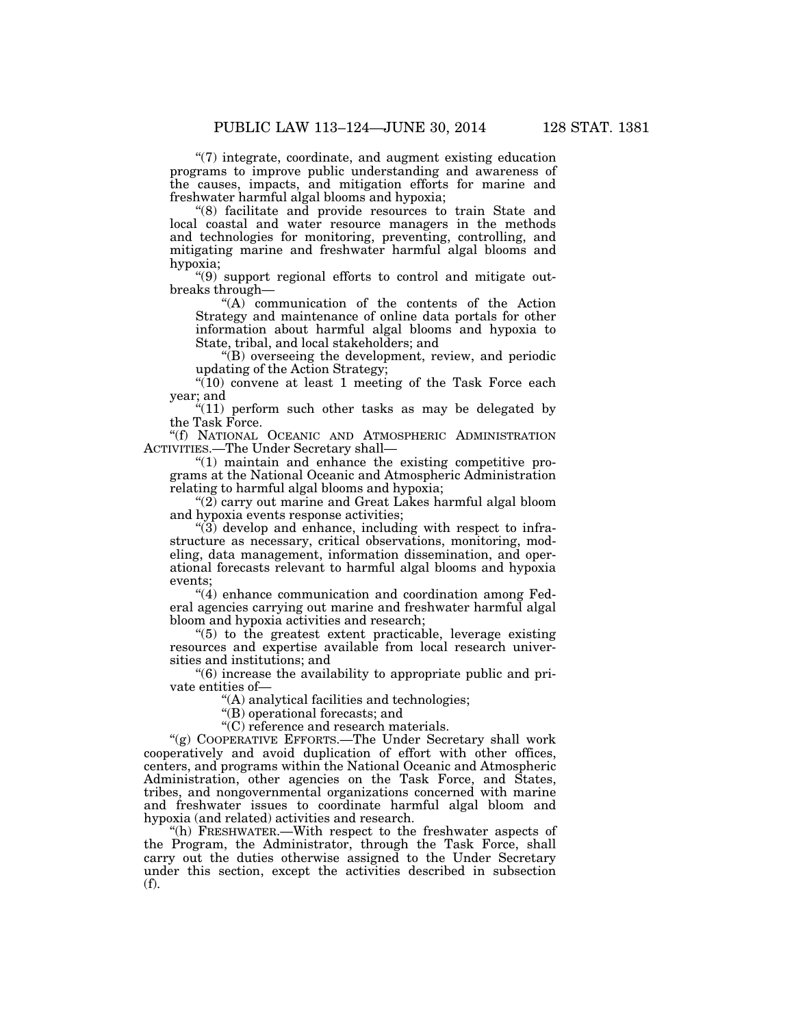"(7) integrate, coordinate, and augment existing education programs to improve public understanding and awareness of the causes, impacts, and mitigation efforts for marine and freshwater harmful algal blooms and hypoxia;

"(8) facilitate and provide resources to train State and local coastal and water resource managers in the methods and technologies for monitoring, preventing, controlling, and mitigating marine and freshwater harmful algal blooms and hypoxia;

"(9) support regional efforts to control and mitigate outbreaks through—

"(A) communication of the contents of the Action Strategy and maintenance of online data portals for other information about harmful algal blooms and hypoxia to State, tribal, and local stakeholders; and

"(B) overseeing the development, review, and periodic updating of the Action Strategy;

"(10) convene at least 1 meeting of the Task Force each year; and

"(11) perform such other tasks as may be delegated by the Task Force.

"(f) NATIONAL OCEANIC AND ATMOSPHERIC ADMINISTRATION ACTIVITIES.—The Under Secretary shall—

"(1) maintain and enhance the existing competitive programs at the National Oceanic and Atmospheric Administration relating to harmful algal blooms and hypoxia;

"(2) carry out marine and Great Lakes harmful algal bloom and hypoxia events response activities;

"(3) develop and enhance, including with respect to infrastructure as necessary, critical observations, monitoring, modeling, data management, information dissemination, and operational forecasts relevant to harmful algal blooms and hypoxia events;

"(4) enhance communication and coordination among Federal agencies carrying out marine and freshwater harmful algal bloom and hypoxia activities and research;

"(5) to the greatest extent practicable, leverage existing resources and expertise available from local research universities and institutions; and

"(6) increase the availability to appropriate public and private entities of—

"(A) analytical facilities and technologies;

"(B) operational forecasts; and

"(C) reference and research materials.

"(g) COOPERATIVE EFFORTS.—The Under Secretary shall work cooperatively and avoid duplication of effort with other offices, centers, and programs within the National Oceanic and Atmospheric Administration, other agencies on the Task Force, and States, tribes, and nongovernmental organizations concerned with marine and freshwater issues to coordinate harmful algal bloom and hypoxia (and related) activities and research.

"(h) FRESHWATER.—With respect to the freshwater aspects of the Program, the Administrator, through the Task Force, shall carry out the duties otherwise assigned to the Under Secretary under this section, except the activities described in subsection (f).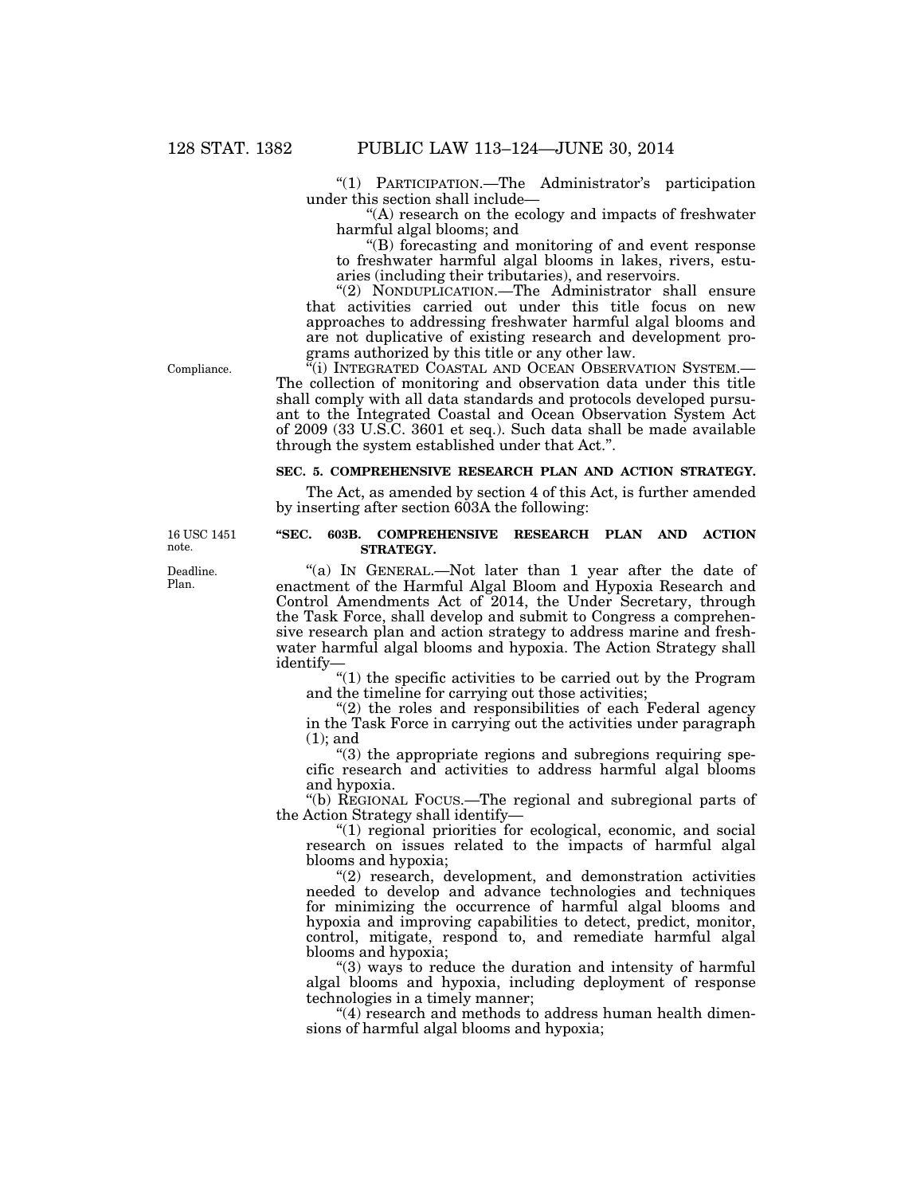"(1) PARTICIPATION.—The Administrator's participation under this section shall include—

"(A) research on the ecology and impacts of freshwater harmful algal blooms; and

"(B) forecasting and monitoring of and event response to freshwater harmful algal blooms in lakes, rivers, estuaries (including their tributaries), and reservoirs.

"(2) NONDUPLICATION.—The Administrator shall ensure that activities carried out under this title focus on new approaches to addressing freshwater harmful algal blooms and are not duplicative of existing research and development programs authorized by this title or any other law.

Compliance.

"(i) INTEGRATED COASTAL AND OCEAN OBSERVATION SYSTEM.—The collection of monitoring and observation data under this title shall comply with all data standards and protocols developed pursuant to the Integrated Coastal and Ocean Observation System Act of 2009 (33 U.S.C. 3601 et seq.). Such data shall be made available through the system established under that Act.".

**SEC. 5. COMPREHENSIVE RESEARCH PLAN AND ACTION STRATEGY.**

The Act, as amended by section 4 of this Act, is further amended by inserting after section 603A the following:

16 USC 1451 note.

**"SEC. 603B. COMPREHENSIVE RESEARCH PLAN AND ACTION STRATEGY.**

Deadline. Plan.

"(a) IN GENERAL.—Not later than 1 year after the date of enactment of the Harmful Algal Bloom and Hypoxia Research and Control Amendments Act of 2014, the Under Secretary, through the Task Force, shall develop and submit to Congress a comprehensive research plan and action strategy to address marine and freshwater harmful algal blooms and hypoxia. The Action Strategy shall identify—

"(1) the specific activities to be carried out by the Program and the timeline for carrying out those activities;

"(2) the roles and responsibilities of each Federal agency in the Task Force in carrying out the activities under paragraph (1); and

"(3) the appropriate regions and subregions requiring specific research and activities to address harmful algal blooms and hypoxia.

"(b) REGIONAL FOCUS.—The regional and subregional parts of the Action Strategy shall identify—

"(1) regional priorities for ecological, economic, and social research on issues related to the impacts of harmful algal blooms and hypoxia;

"(2) research, development, and demonstration activities needed to develop and advance technologies and techniques for minimizing the occurrence of harmful algal blooms and hypoxia and improving capabilities to detect, predict, monitor, control, mitigate, respond to, and remediate harmful algal blooms and hypoxia;

"(3) ways to reduce the duration and intensity of harmful algal blooms and hypoxia, including deployment of response technologies in a timely manner;

"(4) research and methods to address human health dimensions of harmful algal blooms and hypoxia;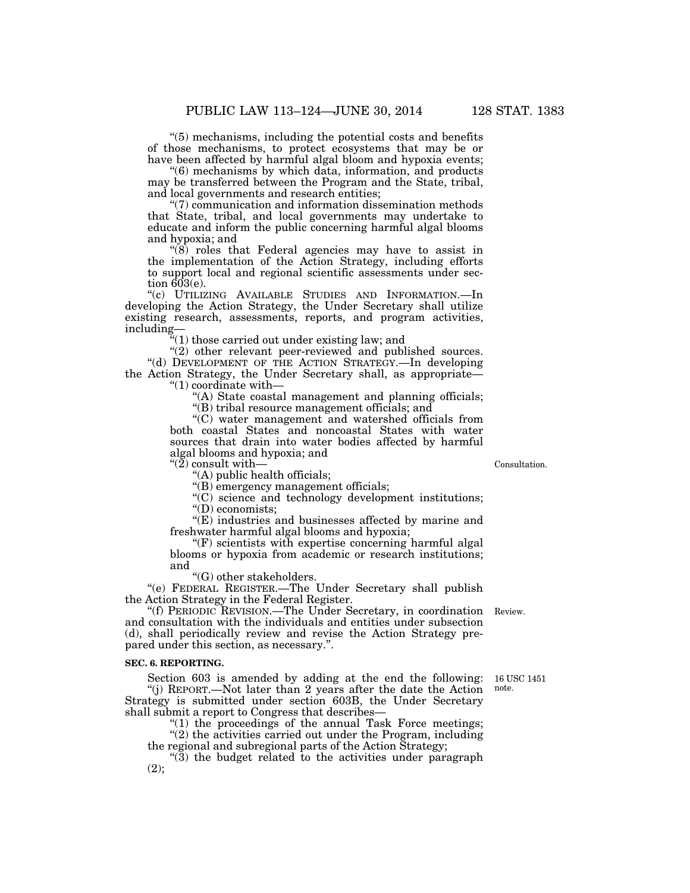"(5) mechanisms, including the potential costs and benefits of those mechanisms, to protect ecosystems that may be or have been affected by harmful algal bloom and hypoxia events;

"(6) mechanisms by which data, information, and products may be transferred between the Program and the State, tribal, and local governments and research entities;

"(7) communication and information dissemination methods that State, tribal, and local governments may undertake to educate and inform the public concerning harmful algal blooms and hypoxia; and

"(8) roles that Federal agencies may have to assist in the implementation of the Action Strategy, including efforts to support local and regional scientific assessments under section 603(e).

"(c) UTILIZING AVAILABLE STUDIES AND INFORMATION.—In developing the Action Strategy, the Under Secretary shall utilize existing research, assessments, reports, and program activities, including—

"(1) those carried out under existing law; and

"(2) other relevant peer-reviewed and published sources.

"(d) DEVELOPMENT OF THE ACTION STRATEGY.—In developing the Action Strategy, the Under Secretary shall, as appropriate—

"(1) coordinate with—

"(A) State coastal management and planning officials;

"(B) tribal resource management officials; and

"(C) water management and watershed officials from both coastal States and noncoastal States with water sources that drain into water bodies affected by harmful algal blooms and hypoxia; and

"(2) consult with—

Consultation.

"(A) public health officials;

"(B) emergency management officials;

"(C) science and technology development institutions;

"(D) economists;

"(E) industries and businesses affected by marine and freshwater harmful algal blooms and hypoxia;

"(F) scientists with expertise concerning harmful algal blooms or hypoxia from academic or research institutions; and

"(G) other stakeholders.

"(e) FEDERAL REGISTER.—The Under Secretary shall publish the Action Strategy in the Federal Register.

Review.

"(f) PERIODIC REVISION.—The Under Secretary, in coordination and consultation with the individuals and entities under subsection (d), shall periodically review and revise the Action Strategy prepared under this section, as necessary.".

**SEC. 6. REPORTING.**

16 USC 1451 note.

Section 603 is amended by adding at the end the following:

"(j) REPORT.—Not later than 2 years after the date the Action Strategy is submitted under section 603B, the Under Secretary shall submit a report to Congress that describes—

"(1) the proceedings of the annual Task Force meetings;

"(2) the activities carried out under the Program, including the regional and subregional parts of the Action Strategy;

"(3) the budget related to the activities under paragraph (2);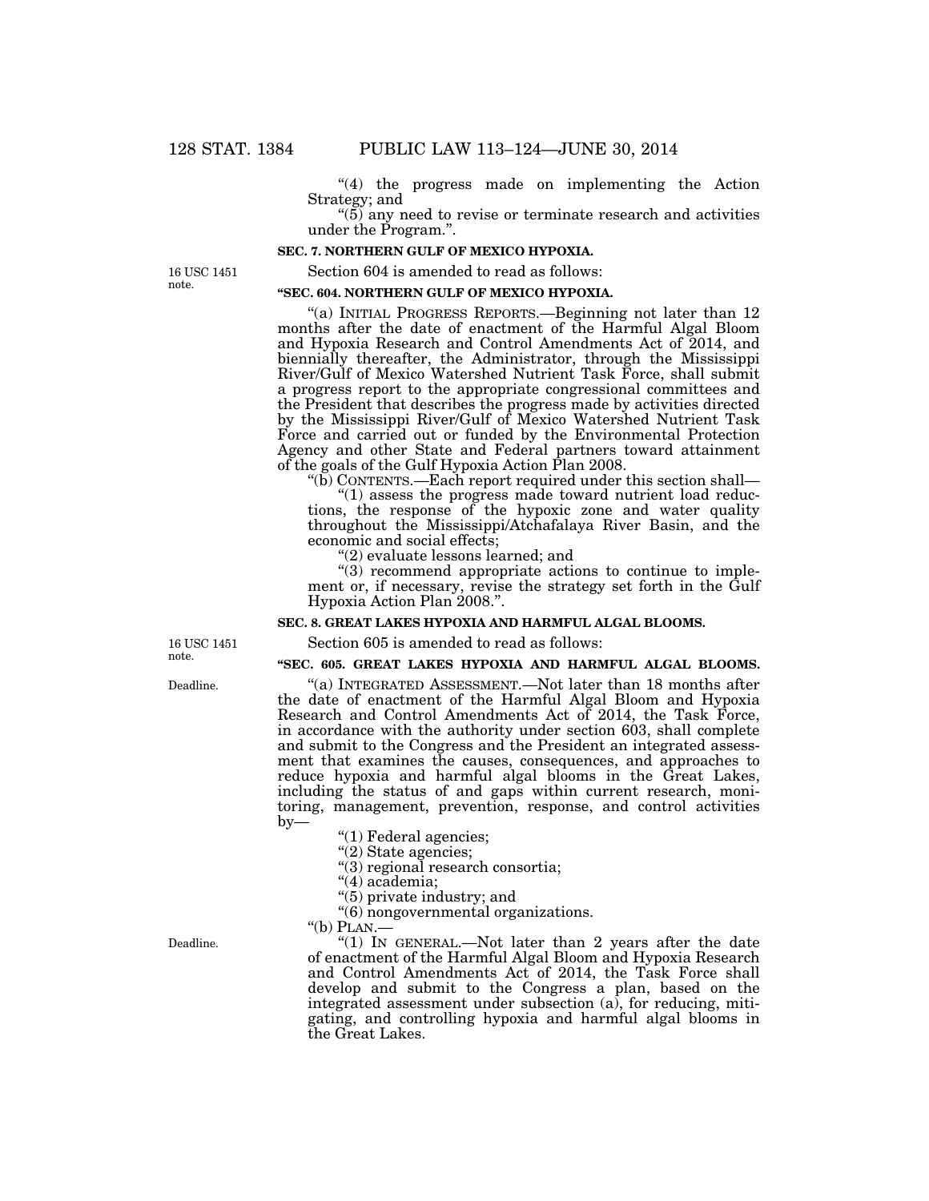"(4) the progress made on implementing the Action Strategy; and

"(5) any need to revise or terminate research and activities under the Program.".

**SEC. 7. NORTHERN GULF OF MEXICO HYPOXIA.**

16 USC 1451 note.

Section 604 is amended to read as follows:

**"SEC. 604. NORTHERN GULF OF MEXICO HYPOXIA.**

"(a) INITIAL PROGRESS REPORTS.—Beginning not later than 12 months after the date of enactment of the Harmful Algal Bloom and Hypoxia Research and Control Amendments Act of 2014, and biennially thereafter, the Administrator, through the Mississippi River/Gulf of Mexico Watershed Nutrient Task Force, shall submit a progress report to the appropriate congressional committees and the President that describes the progress made by activities directed by the Mississippi River/Gulf of Mexico Watershed Nutrient Task Force and carried out or funded by the Environmental Protection Agency and other State and Federal partners toward attainment of the goals of the Gulf Hypoxia Action Plan 2008.

"(b) CONTENTS.—Each report required under this section shall—

"(1) assess the progress made toward nutrient load reductions, the response of the hypoxic zone and water quality throughout the Mississippi/Atchafalaya River Basin, and the economic and social effects;

"(2) evaluate lessons learned; and

"(3) recommend appropriate actions to continue to implement or, if necessary, revise the strategy set forth in the Gulf Hypoxia Action Plan 2008.".

**SEC. 8. GREAT LAKES HYPOXIA AND HARMFUL ALGAL BLOOMS.**

16 USC 1451 note.

Section 605 is amended to read as follows:

**"SEC. 605. GREAT LAKES HYPOXIA AND HARMFUL ALGAL BLOOMS.**

Deadline.

"(a) INTEGRATED ASSESSMENT.—Not later than 18 months after the date of enactment of the Harmful Algal Bloom and Hypoxia Research and Control Amendments Act of 2014, the Task Force, in accordance with the authority under section 603, shall complete and submit to the Congress and the President an integrated assessment that examines the causes, consequences, and approaches to reduce hypoxia and harmful algal blooms in the Great Lakes, including the status of and gaps within current research, monitoring, management, prevention, response, and control activities by—

"(1) Federal agencies;

"(2) State agencies;

"(3) regional research consortia;

"(4) academia;

"(5) private industry; and

"(6) nongovernmental organizations.

"(b) PLAN.—

Deadline.

"(1) IN GENERAL.—Not later than 2 years after the date of enactment of the Harmful Algal Bloom and Hypoxia Research and Control Amendments Act of 2014, the Task Force shall develop and submit to the Congress a plan, based on the integrated assessment under subsection (a), for reducing, mitigating, and controlling hypoxia and harmful algal blooms in the Great Lakes.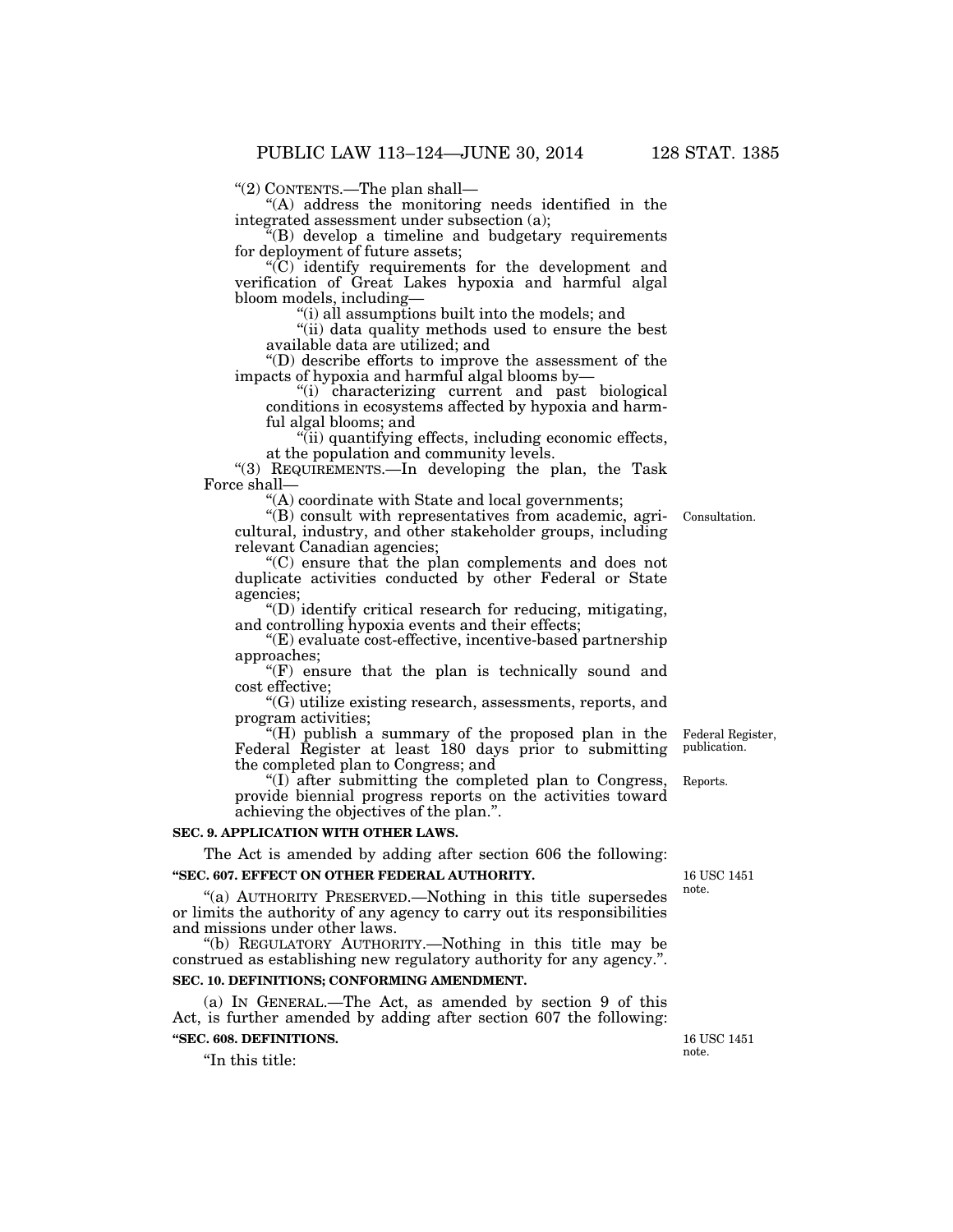"(2) CONTENTS.—The plan shall—

"(A) address the monitoring needs identified in the integrated assessment under subsection (a);

"(B) develop a timeline and budgetary requirements for deployment of future assets;

"(C) identify requirements for the development and verification of Great Lakes hypoxia and harmful algal bloom models, including—

"(i) all assumptions built into the models; and

"(ii) data quality methods used to ensure the best available data are utilized; and

"(D) describe efforts to improve the assessment of the impacts of hypoxia and harmful algal blooms by—

"(i) characterizing current and past biological conditions in ecosystems affected by hypoxia and harmful algal blooms; and

"(ii) quantifying effects, including economic effects, at the population and community levels.

"(3) REQUIREMENTS.—In developing the plan, the Task Force shall—

"(A) coordinate with State and local governments;

Consultation.

"(B) consult with representatives from academic, agricultural, industry, and other stakeholder groups, including relevant Canadian agencies;

"(C) ensure that the plan complements and does not duplicate activities conducted by other Federal or State agencies;

"(D) identify critical research for reducing, mitigating, and controlling hypoxia events and their effects;

"(E) evaluate cost-effective, incentive-based partnership approaches;

"(F) ensure that the plan is technically sound and cost effective;

"(G) utilize existing research, assessments, reports, and program activities;

Federal Register, publication.

"(H) publish a summary of the proposed plan in the Federal Register at least 180 days prior to submitting the completed plan to Congress; and

Reports.

"(I) after submitting the completed plan to Congress, provide biennial progress reports on the activities toward achieving the objectives of the plan.".

**SEC. 9. APPLICATION WITH OTHER LAWS.**

The Act is amended by adding after section 606 the following:

**"SEC. 607. EFFECT ON OTHER FEDERAL AUTHORITY.**

16 USC 1451 note.

"(a) AUTHORITY PRESERVED.—Nothing in this title supersedes or limits the authority of any agency to carry out its responsibilities and missions under other laws.

"(b) REGULATORY AUTHORITY.—Nothing in this title may be construed as establishing new regulatory authority for any agency.".

**SEC. 10. DEFINITIONS; CONFORMING AMENDMENT.**

(a) IN GENERAL.—The Act, as amended by section 9 of this Act, is further amended by adding after section 607 the following:

**"SEC. 608. DEFINITIONS.**

16 USC 1451 note.

"In this title: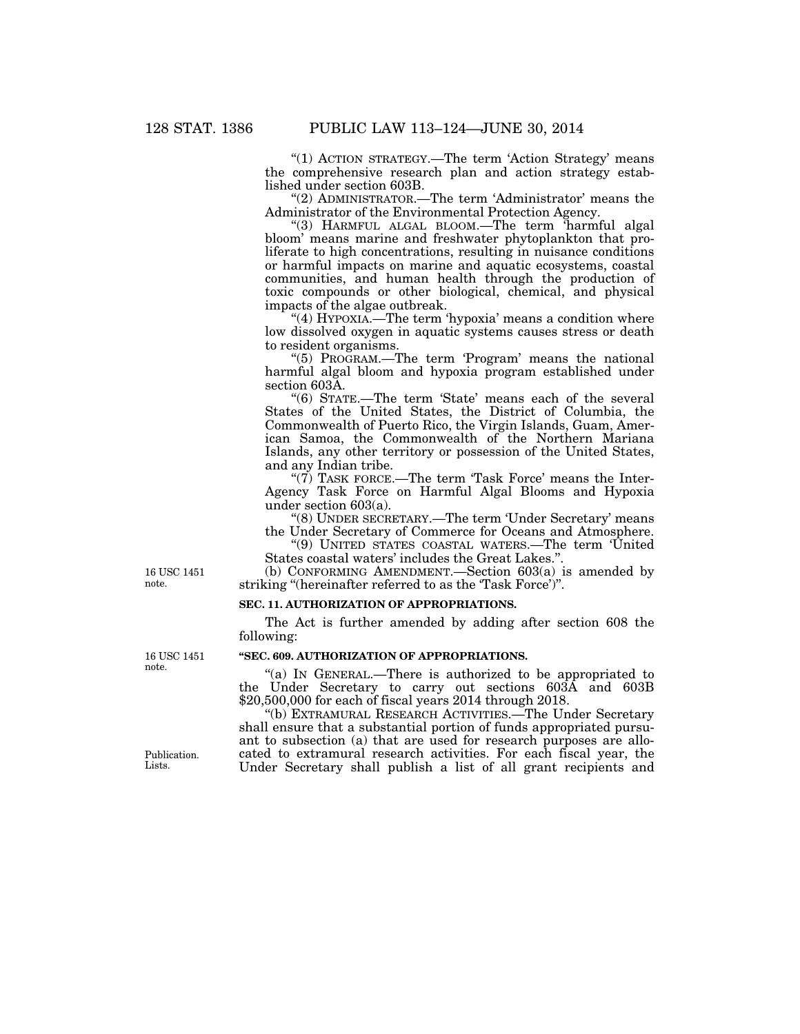"(1) ACTION STRATEGY.—The term 'Action Strategy' means the comprehensive research plan and action strategy established under section 603B.

"(2) ADMINISTRATOR.—The term 'Administrator' means the Administrator of the Environmental Protection Agency.

"(3) HARMFUL ALGAL BLOOM.—The term 'harmful algal bloom' means marine and freshwater phytoplankton that proliferate to high concentrations, resulting in nuisance conditions or harmful impacts on marine and aquatic ecosystems, coastal communities, and human health through the production of toxic compounds or other biological, chemical, and physical impacts of the algae outbreak.

"(4) HYPOXIA.—The term 'hypoxia' means a condition where low dissolved oxygen in aquatic systems causes stress or death to resident organisms.

"(5) PROGRAM.—The term 'Program' means the national harmful algal bloom and hypoxia program established under section 603A.

"(6) STATE.—The term 'State' means each of the several States of the United States, the District of Columbia, the Commonwealth of Puerto Rico, the Virgin Islands, Guam, American Samoa, the Commonwealth of the Northern Mariana Islands, any other territory or possession of the United States, and any Indian tribe.

"(7) TASK FORCE.—The term 'Task Force' means the Inter-Agency Task Force on Harmful Algal Blooms and Hypoxia under section 603(a).

"(8) UNDER SECRETARY.—The term 'Under Secretary' means the Under Secretary of Commerce for Oceans and Atmosphere.

"(9) UNITED STATES COASTAL WATERS.—The term 'United States coastal waters' includes the Great Lakes.".

16 USC 1451 note.

(b) CONFORMING AMENDMENT.—Section 603(a) is amended by striking "(hereinafter referred to as the 'Task Force')".

**SEC. 11. AUTHORIZATION OF APPROPRIATIONS.**

The Act is further amended by adding after section 608 the following:

16 USC 1451 note.

**"SEC. 609. AUTHORIZATION OF APPROPRIATIONS.**

"(a) IN GENERAL.—There is authorized to be appropriated to the Under Secretary to carry out sections 603A and 603B $20,500,000 for each of fiscal years 2014 through 2018.

"(b) EXTRAMURAL RESEARCH ACTIVITIES.—The Under Secretary shall ensure that a substantial portion of funds appropriated pursuant to subsection (a) that are used for research purposes are allocated to extramural research activities. For each fiscal year, the Under Secretary shall publish a list of all grant recipients and

Publication. Lists.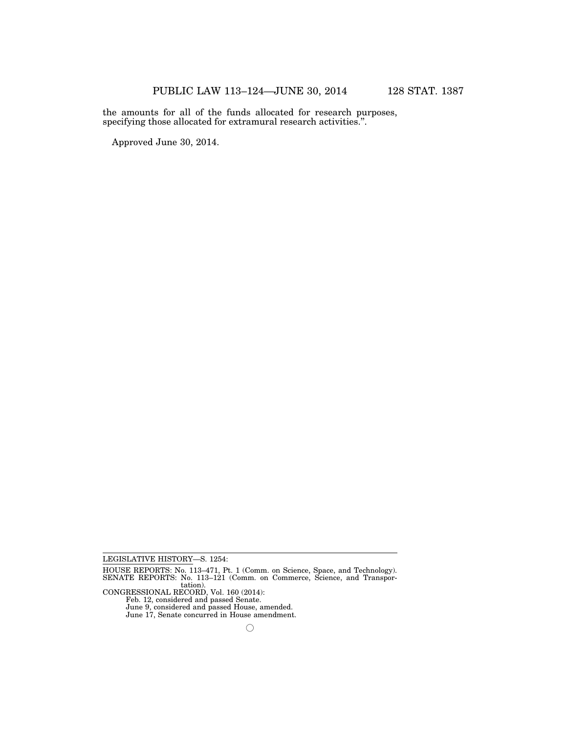the amounts for all of the funds allocated for research purposes, specifying those allocated for extramural research activities.”.

Approved June 30, 2014.

LEGISLATIVE HISTORY—S. 1254:

HOUSE REPORTS: No. 113–471, Pt. 1 (Comm. on Science, Space, and Technology).
SENATE REPORTS: No. 113–121 (Comm. on Commerce, Science, and Transportation).
CONGRESSIONAL RECORD, Vol. 160 (2014):
Feb. 12, considered and passed Senate.
June 9, considered and passed House, amended.
June 17, Senate concurred in House amendment.

○